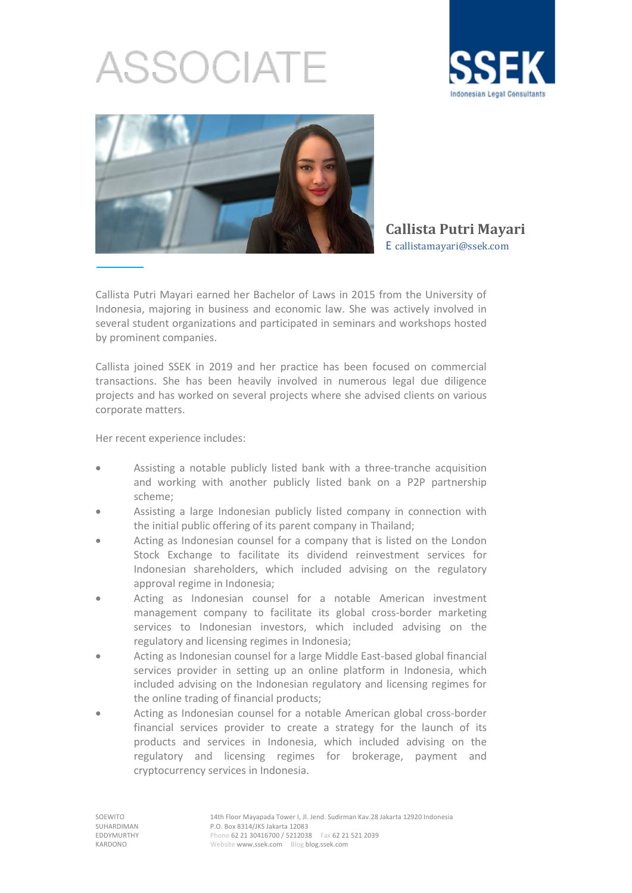# ASSOCIATE

SSEK
Indonesian Legal Consultants

**Callista Putri Mayari**
E callistamayari@ssek.com

Callista Putri Mayari earned her Bachelor of Laws in 2015 from the University of Indonesia, majoring in business and economic law. She was actively involved in several student organizations and participated in seminars and workshops hosted by prominent companies.

Callista joined SSEK in 2019 and her practice has been focused on commercial transactions. She has been heavily involved in numerous legal due diligence projects and has worked on several projects where she advised clients on various corporate matters.

Her recent experience includes:

- Assisting a notable publicly listed bank with a three-tranche acquisition and working with another publicly listed bank on a P2P partnership scheme;
- Assisting a large Indonesian publicly listed company in connection with the initial public offering of its parent company in Thailand;
- Acting as Indonesian counsel for a company that is listed on the London Stock Exchange to facilitate its dividend reinvestment services for Indonesian shareholders, which included advising on the regulatory approval regime in Indonesia;
- Acting as Indonesian counsel for a notable American investment management company to facilitate its global cross-border marketing services to Indonesian investors, which included advising on the regulatory and licensing regimes in Indonesia;
- Acting as Indonesian counsel for a large Middle East-based global financial services provider in setting up an online platform in Indonesia, which included advising on the Indonesian regulatory and licensing regimes for the online trading of financial products;
- Acting as Indonesian counsel for a notable American global cross-border financial services provider to create a strategy for the launch of its products and services in Indonesia, which included advising on the regulatory and licensing regimes for brokerage, payment and cryptocurrency services in Indonesia.

SOEWITO
SUHARDIMAN
EDDYMURTHY
KARDONO

14th Floor Mayapada Tower I, Jl. Jend. Sudirman Kav.28 Jakarta 12920 Indonesia
P.O. Box 8314/JKS Jakarta 12083
Phone 62 21 30416700 / 5212038 Fax 62 21 521 2039
Website www.ssek.com Blog blog.ssek.com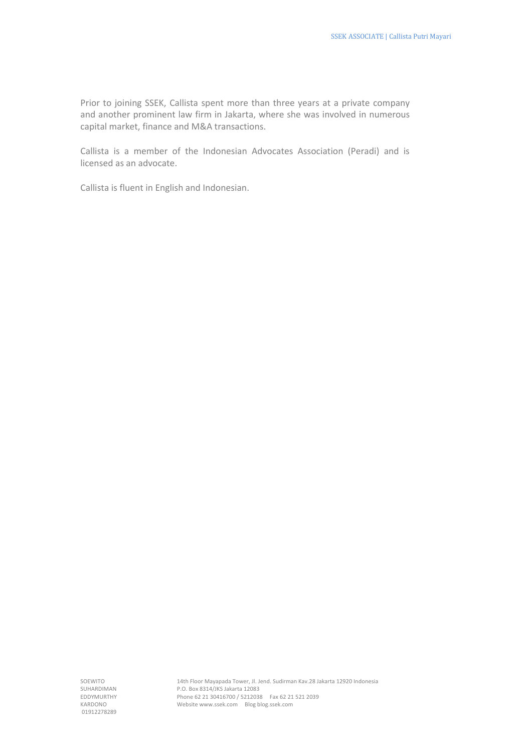Prior to joining SSEK, Callista spent more than three years at a private company and another prominent law firm in Jakarta, where she was involved in numerous capital market, finance and M&A transactions.

Callista is a member of the Indonesian Advocates Association (Peradi) and is licensed as an advocate.

Callista is fluent in English and Indonesian.